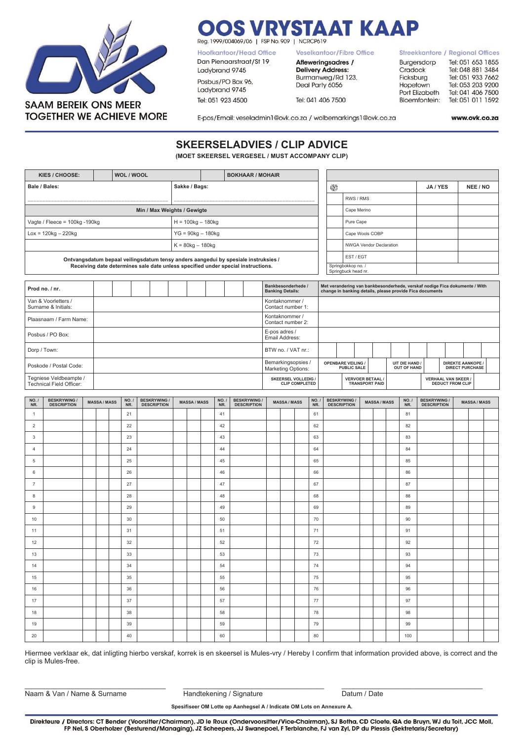SAAM BEREIK ONS MEER
TOGETHER WE ACHIEVE MORE

# OOS VRYSTAAT KAAP

Reg. 1999/004069/06 | FSP No. 909 | NCRCP619

**Hoofkantoor/Head Office**
Dan Pienaarstraat/St 19
Ladybrand 9745
Posbus/PO Box 96,
Ladybrand 9745
Tel: 051 923 4500

**Veselkantoor/Fibre Office**
**Afleweringsadres / Delivery Address:**
Burmanweg/Rd 123,
Deal Party 6056
Tel: 041 406 7500

**Streekkantore / Regional Offices**
Burgersdorp Tel: 051 653 1855
Cradock Tel: 048 881 3484
Ficksburg Tel: 051 933 7662
Hopetown Tel: 053 203 9200
Port Elizabeth Tel: 041 406 7500
Bloemfontein: Tel: 051 011 1592

E-pos/Email: veseladmin1@ovk.co.za / wolbemarkings1@ovk.co.za

www.ovk.co.za

## SKEERSELADVIES / CLIP ADVICE

**(MOET SKEERSEL VERGESEL / MUST ACCOMPANY CLIP)**

| KIES / CHOOSE: | | WOL / WOOL | | BOKHAAR / MOHAIR |
|---|---|---|---|---|
| **Bale / Bales:** | | | **Sakke / Bags:** | |
| **Min / Max Weights / Gewigte** | | | | |
| Vagte / Fleece = 100kg -190kg | | | H = 100kg – 180kg | |
| Lox = 120kg – 220kg | | | YG = 90kg – 180kg | |
| | | | K = 80kg – 180kg | |

**Ontvangsdatum bepaal veilingsdatum tensy anders aangedui by spesiale instruksies / Receiving date determines sale date unless specified under special instructions.**

| | JA / YES | NEE / NO |
|---|---|---|
| RWS / RMS | | |
| Cape Merino | | |
| Pure Cape | | |
| Cape Wools COBP | | |
| NWGA Vendor Declaration | | |
| EST / EGT | | |
| Springbokkop no. / Springbuck head nr. | | |

| | | | |
|---|---|---|---|
| **Prod no. / nr.** | | **Bankbesonderhede / Banking Details:** | **Met verandering van bankbesonderhede, verskaf nodige Fica dokumente / With change in banking details, please provide Fica documents** |
| Van & Voorletters / Surname & Initials: | | Kontaknommer / Contact number 1: | |
| Plaasnaam / Farm Name: | | Kontaknommer / Contact number 2: | |
| Posbus / PO Box: | | E-pos adres / Email Address: | |
| Dorp / Town: | | BTW no. / VAT nr.: | |
| Poskode / Postal Code: | | Bemarkingsopsies / Marketing Options: | **OPENBARE VEILING / PUBLIC SALE** ☐ **UIT DIE HAND / OUT OF HAND** ☐ **DIREKTE AANKOPE / DIRECT PURCHASE** ☐ |
| Tegniese Veldbeampte / Technical Field Officer: | | **SKEERSEL VOLLEDIG / CLIP COMPLETED** ☐ | **VERVOER BETAAL / TRANSPORT PAID** ☐ **VERHAAL VAN SKEER / DEDUCT FROM CLIP** ☐ |

| NO. / NR. | BESKRYWING / DESCRIPTION | MASSA / MASS | NO. / NR. | BESKRYWING / DESCRIPTION | MASSA / MASS | NO. / NR. | BESKRYWING / DESCRIPTION | MASSA / MASS | NO. / NR. | BESKRYWING / DESCRIPTION | MASSA / MASS | NO. / NR. | BESKRYWING / DESCRIPTION | MASSA / MASS |
|---|---|---|---|---|---|---|---|---|---|---|---|---|---|---|
| 1 | | | 21 | | | 41 | | | 61 | | | 81 | | |
| 2 | | | 22 | | | 42 | | | 62 | | | 82 | | |
| 3 | | | 23 | | | 43 | | | 63 | | | 83 | | |
| 4 | | | 24 | | | 44 | | | 64 | | | 84 | | |
| 5 | | | 25 | | | 45 | | | 65 | | | 85 | | |
| 6 | | | 26 | | | 46 | | | 66 | | | 86 | | |
| 7 | | | 27 | | | 47 | | | 67 | | | 87 | | |
| 8 | | | 28 | | | 48 | | | 68 | | | 88 | | |
| 9 | | | 29 | | | 49 | | | 69 | | | 89 | | |
| 10 | | | 30 | | | 50 | | | 70 | | | 90 | | |
| 11 | | | 31 | | | 51 | | | 71 | | | 91 | | |
| 12 | | | 32 | | | 52 | | | 72 | | | 92 | | |
| 13 | | | 33 | | | 53 | | | 73 | | | 93 | | |
| 14 | | | 34 | | | 54 | | | 74 | | | 94 | | |
| 15 | | | 35 | | | 55 | | | 75 | | | 95 | | |
| 16 | | | 36 | | | 56 | | | 76 | | | 96 | | |
| 17 | | | 37 | | | 57 | | | 77 | | | 97 | | |
| 18 | | | 38 | | | 58 | | | 78 | | | 98 | | |
| 19 | | | 39 | | | 59 | | | 79 | | | 99 | | |
| 20 | | | 40 | | | 60 | | | 80 | | | 100 | | |

Hiermee verklaar ek, dat inligting hierbo verskaf, korrek is en skeersel is Mules-vry / Hereby I confirm that information provided above, is correct and the clip is Mules-free.

\_\_\_\_\_\_\_\_\_\_\_\_\_\_\_\_\_\_\_\_\_\_\_\_ \_\_\_\_\_\_\_\_\_\_\_\_\_\_\_\_\_\_\_\_\_\_\_\_ \_\_\_\_\_\_\_\_\_\_\_\_\_\_\_\_\_\_\_\_\_\_\_\_

Naam & Van / Name & Surname    Handtekening / Signature    Datum / Date

**Spesifiseer OM Lotte op Aanhegsel A / Indicate OM Lots on Annexure A.**

**Direkteure / Directors: CT Bender (Voorsitter/Chairman), JD le Roux (Ondervoorsitter/Vice-Chairman), SJ Botha, CD Cloete, QA de Bruyn, WJ du Toit, JCC Moll, FP Nel, S Oberholzer (Besturend/Managing), JZ Scheepers, JJ Swanepoel, F Terblanche, FJ van Zyl, DP du Plessis (Sekretaris/Secretary)**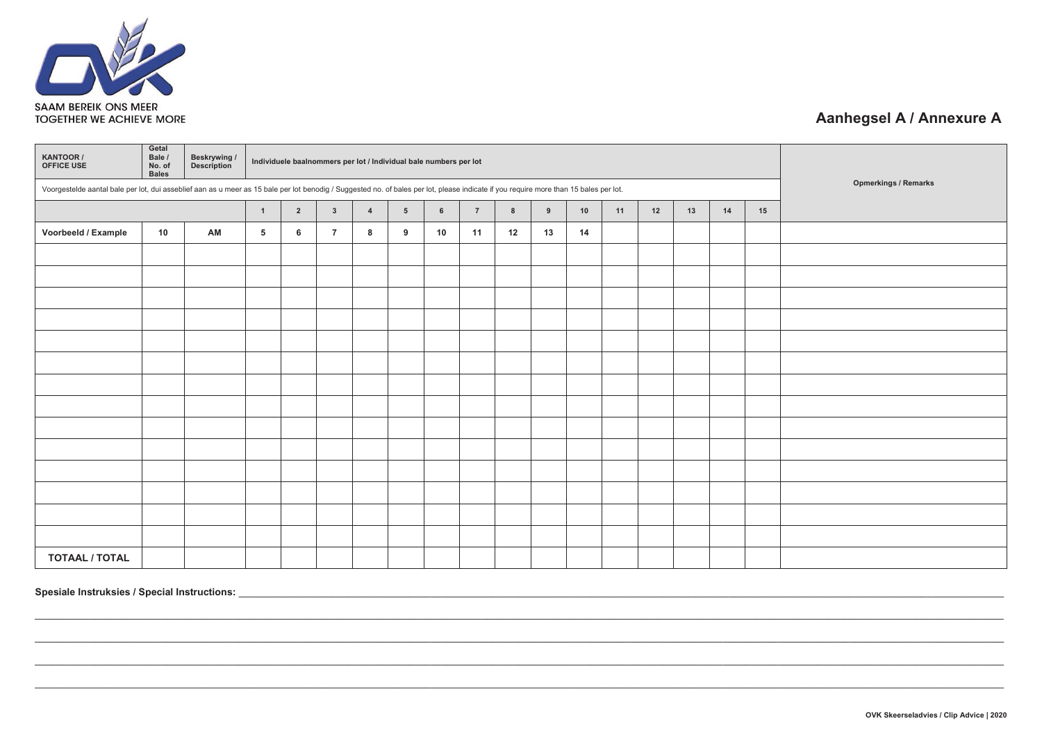SAAM BEREIK ONS MEER
TOGETHER WE ACHIEVE MORE

# Aanhegsel A / Annexure A

| KANTOOR / OFFICE USE | Getal Bale / No. of Bales | Beskrywing / Description | Individuele baalnommers per lot / Individual bale numbers per lot | | | | | | | | | | | | | | | Opmerkings / Remarks |
|---|---|---|---|---|---|---|---|---|---|---|---|---|---|---|---|---|---|---|
| Voorgestelde aantal bale per lot, dui asseblief aan as u meer as 15 bale per lot benodig / Suggested no. of bales per lot, please indicate if you require more than 15 bales per lot. | | | | | | | | | | | | | | | | | | |
| | | | 1 | 2 | 3 | 4 | 5 | 6 | 7 | 8 | 9 | 10 | 11 | 12 | 13 | 14 | 15 | |
| Voorbeeld / Example | 10 | AM | 5 | 6 | 7 | 8 | 9 | 10 | 11 | 12 | 13 | 14 | | | | | | |
| | | | | | | | | | | | | | | | | | | |
| | | | | | | | | | | | | | | | | | | |
| | | | | | | | | | | | | | | | | | | |
| | | | | | | | | | | | | | | | | | | |
| | | | | | | | | | | | | | | | | | | |
| | | | | | | | | | | | | | | | | | | |
| | | | | | | | | | | | | | | | | | | |
| | | | | | | | | | | | | | | | | | | |
| | | | | | | | | | | | | | | | | | | |
| | | | | | | | | | | | | | | | | | | |
| | | | | | | | | | | | | | | | | | | |
| | | | | | | | | | | | | | | | | | | |
| | | | | | | | | | | | | | | | | | | |
| | | | | | | | | | | | | | | | | | | |
| TOTAAL / TOTAL | | | | | | | | | | | | | | | | | | |

**Spesiale Instruksies / Special Instructions:** ____________________________________________

____________________________________________

____________________________________________

____________________________________________

____________________________________________

**OVK Skeerseladvies / Clip Advice | 2020**